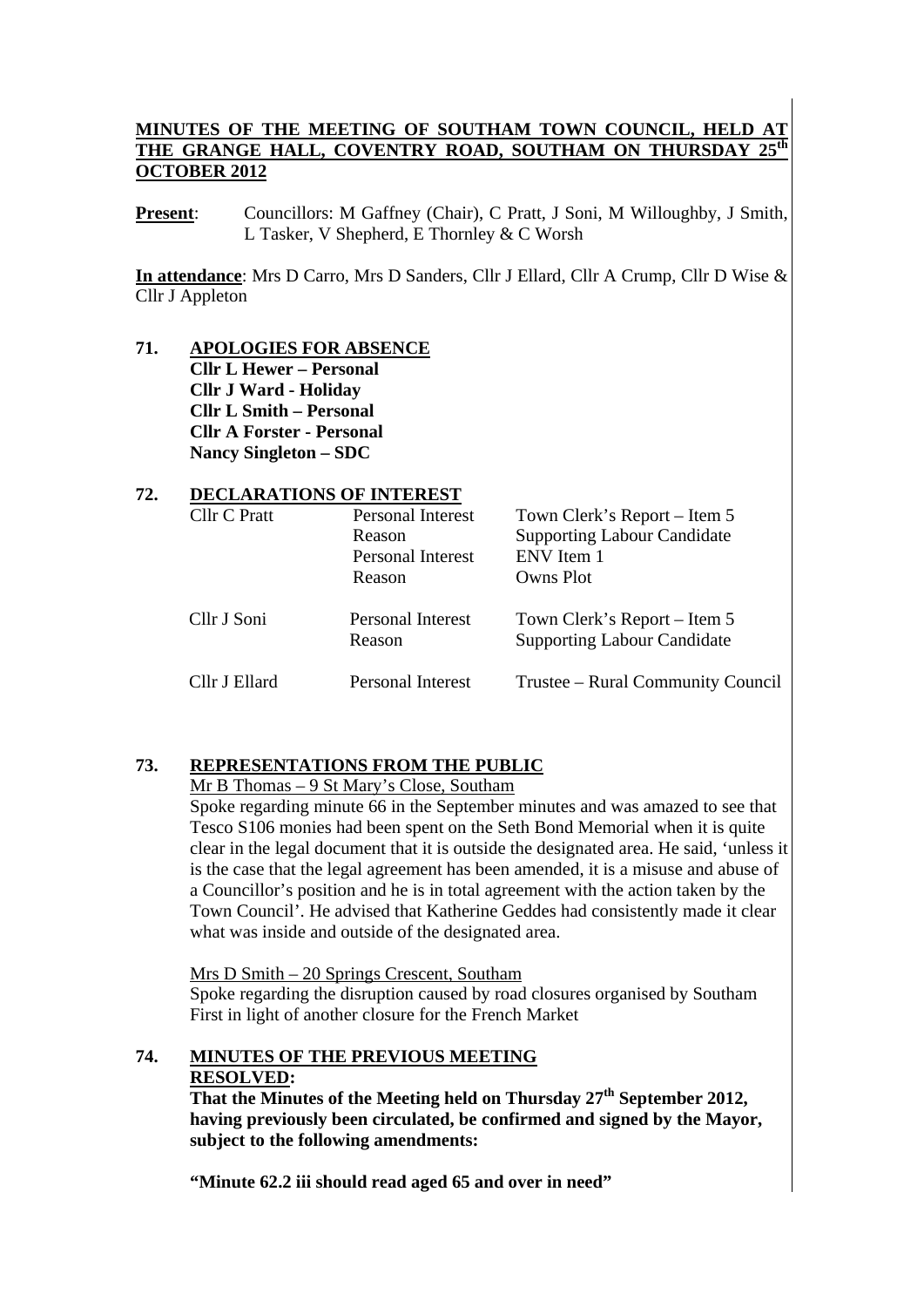**MINUTES OF THE MEETING OF SOUTHAM TOWN COUNCIL, HELD AT THE GRANGE HALL, COVENTRY ROAD, SOUTHAM ON THURSDAY 25th OCTOBER 2012**

**Present**: Councillors: M Gaffney (Chair), C Pratt, J Soni, M Willoughby, J Smith, L Tasker, V Shepherd, E Thornley & C Worsh

**In attendance**: Mrs D Carro, Mrs D Sanders, Cllr J Ellard, Cllr A Crump, Cllr D Wise & Cllr J Appleton

**71. APOLOGIES FOR ABSENCE**

**Cllr L Hewer – Personal**
**Cllr J Ward - Holiday**
**Cllr L Smith – Personal**
**Cllr A Forster - Personal**
**Nancy Singleton – SDC**

**72. DECLARATIONS OF INTEREST**

| | | |
|---|---|---|
| Cllr C Pratt | Personal Interest | Town Clerk's Report – Item 5 |
| | Reason | Supporting Labour Candidate |
| | Personal Interest | ENV Item 1 |
| | Reason | Owns Plot |
| Cllr J Soni | Personal Interest | Town Clerk's Report – Item 5 |
| | Reason | Supporting Labour Candidate |
| Cllr J Ellard | Personal Interest | Trustee – Rural Community Council |

**73. REPRESENTATIONS FROM THE PUBLIC**

Mr B Thomas – 9 St Mary's Close, Southam

Spoke regarding minute 66 in the September minutes and was amazed to see that Tesco S106 monies had been spent on the Seth Bond Memorial when it is quite clear in the legal document that it is outside the designated area. He said, 'unless it is the case that the legal agreement has been amended, it is a misuse and abuse of a Councillor's position and he is in total agreement with the action taken by the Town Council'. He advised that Katherine Geddes had consistently made it clear what was inside and outside of the designated area.

Mrs D Smith – 20 Springs Crescent, Southam

Spoke regarding the disruption caused by road closures organised by Southam First in light of another closure for the French Market

**74. MINUTES OF THE PREVIOUS MEETING**

**RESOLVED:**

**That the Minutes of the Meeting held on Thursday 27th September 2012, having previously been circulated, be confirmed and signed by the Mayor, subject to the following amendments:**

**"Minute 62.2 iii should read aged 65 and over in need"**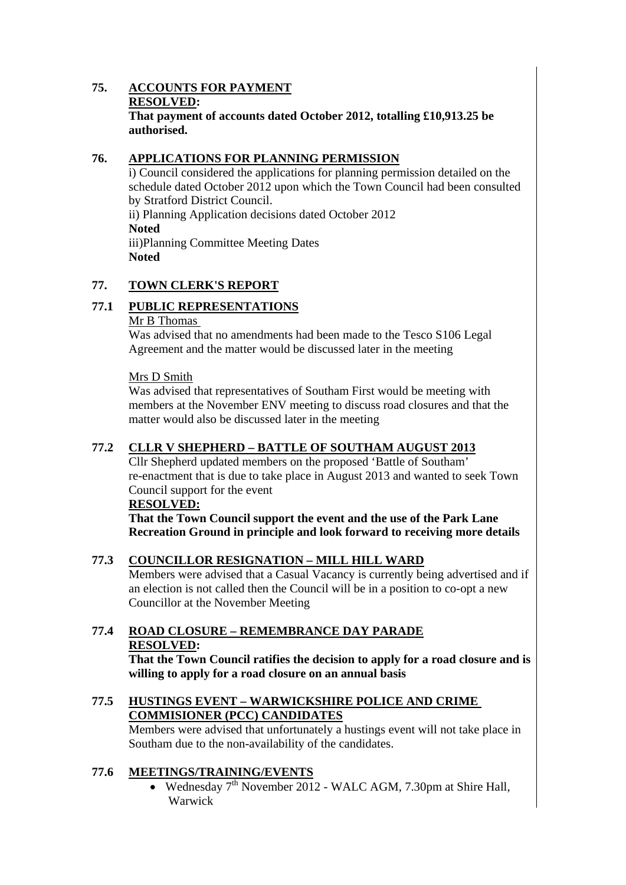## 75. ACCOUNTS FOR PAYMENT

**RESOLVED:**

**That payment of accounts dated October 2012, totalling £10,913.25 be authorised.**

## 76. APPLICATIONS FOR PLANNING PERMISSION

i) Council considered the applications for planning permission detailed on the schedule dated October 2012 upon which the Town Council had been consulted by Stratford District Council.

ii) Planning Application decisions dated October 2012

**Noted**

iii)Planning Committee Meeting Dates

**Noted**

## 77. TOWN CLERK'S REPORT

### 77.1 PUBLIC REPRESENTATIONS

Mr B Thomas

Was advised that no amendments had been made to the Tesco S106 Legal Agreement and the matter would be discussed later in the meeting

Mrs D Smith

Was advised that representatives of Southam First would be meeting with members at the November ENV meeting to discuss road closures and that the matter would also be discussed later in the meeting

### 77.2 CLLR V SHEPHERD – BATTLE OF SOUTHAM AUGUST 2013

Cllr Shepherd updated members on the proposed 'Battle of Southam' re-enactment that is due to take place in August 2013 and wanted to seek Town Council support for the event

**RESOLVED:**

**That the Town Council support the event and the use of the Park Lane Recreation Ground in principle and look forward to receiving more details**

### 77.3 COUNCILLOR RESIGNATION – MILL HILL WARD

Members were advised that a Casual Vacancy is currently being advertised and if an election is not called then the Council will be in a position to co-opt a new Councillor at the November Meeting

### 77.4 ROAD CLOSURE – REMEMBRANCE DAY PARADE

**RESOLVED:**

**That the Town Council ratifies the decision to apply for a road closure and is willing to apply for a road closure on an annual basis**

### 77.5 HUSTINGS EVENT – WARWICKSHIRE POLICE AND CRIME COMMISIONER (PCC) CANDIDATES

Members were advised that unfortunately a hustings event will not take place in Southam due to the non-availability of the candidates.

### 77.6 MEETINGS/TRAINING/EVENTS

- Wednesday 7th November 2012 - WALC AGM, 7.30pm at Shire Hall, Warwick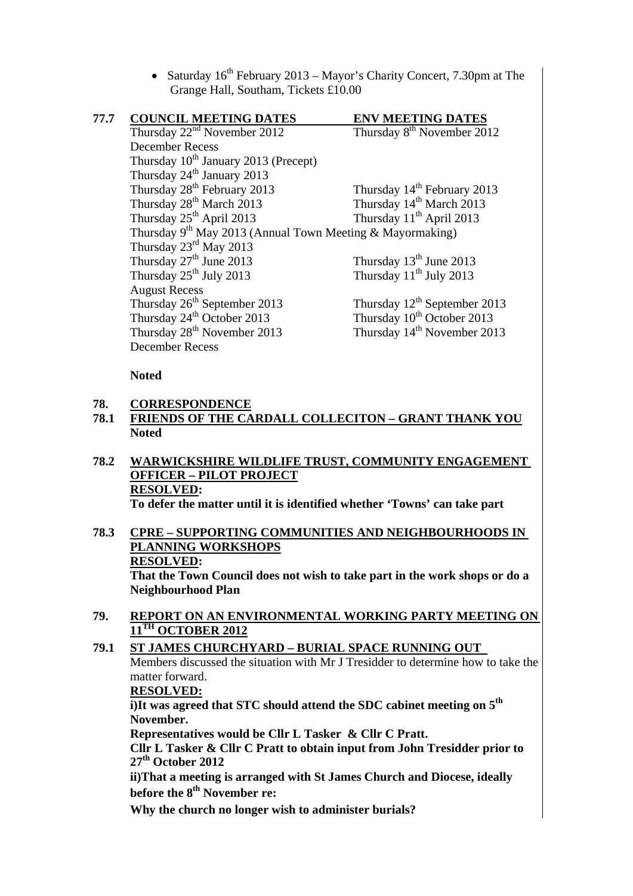- Saturday 16th February 2013 – Mayor's Charity Concert, 7.30pm at The Grange Hall, Southam, Tickets £10.00

**77.7**

| COUNCIL MEETING DATES | ENV MEETING DATES |
|---|---|
| Thursday 22nd November 2012 | Thursday 8th November 2012 |
| December Recess | |
| Thursday 10th January 2013 (Precept) | |
| Thursday 24th January 2013 | |
| Thursday 28th February 2013 | Thursday 14th February 2013 |
| Thursday 28th March 2013 | Thursday 14th March 2013 |
| Thursday 25th April 2013 | Thursday 11th April 2013 |
| Thursday 9th May 2013 (Annual Town Meeting & Mayormaking) | |
| Thursday 23rd May 2013 | |
| Thursday 27th June 2013 | Thursday 13th June 2013 |
| Thursday 25th July 2013 | Thursday 11th July 2013 |
| August Recess | |
| Thursday 26th September 2013 | Thursday 12th September 2013 |
| Thursday 24th October 2013 | Thursday 10th October 2013 |
| Thursday 28th November 2013 | Thursday 14th November 2013 |
| December Recess | |

**Noted**

## 78. CORRESPONDENCE

### 78.1 FRIENDS OF THE CARDALL COLLECITON – GRANT THANK YOU

**Noted**

### 78.2 WARWICKSHIRE WILDLIFE TRUST, COMMUNITY ENGAGEMENT OFFICER – PILOT PROJECT

**RESOLVED:**

**To defer the matter until it is identified whether 'Towns' can take part**

### 78.3 CPRE – SUPPORTING COMMUNITIES AND NEIGHBOURHOODS IN PLANNING WORKSHOPS

**RESOLVED:**

**That the Town Council does not wish to take part in the work shops or do a Neighbourhood Plan**

## 79. REPORT ON AN ENVIRONMENTAL WORKING PARTY MEETING ON 11TH OCTOBER 2012

### 79.1 ST JAMES CHURCHYARD – BURIAL SPACE RUNNING OUT

Members discussed the situation with Mr J Tresidder to determine how to take the matter forward.

**RESOLVED:**

**i)It was agreed that STC should attend the SDC cabinet meeting on 5th November.**

**Representatives would be Cllr L Tasker & Cllr C Pratt.**

**Cllr L Tasker & Cllr C Pratt to obtain input from John Tresidder prior to 27th October 2012**

**ii)That a meeting is arranged with St James Church and Diocese, ideally before the 8th November re:**

**Why the church no longer wish to administer burials?**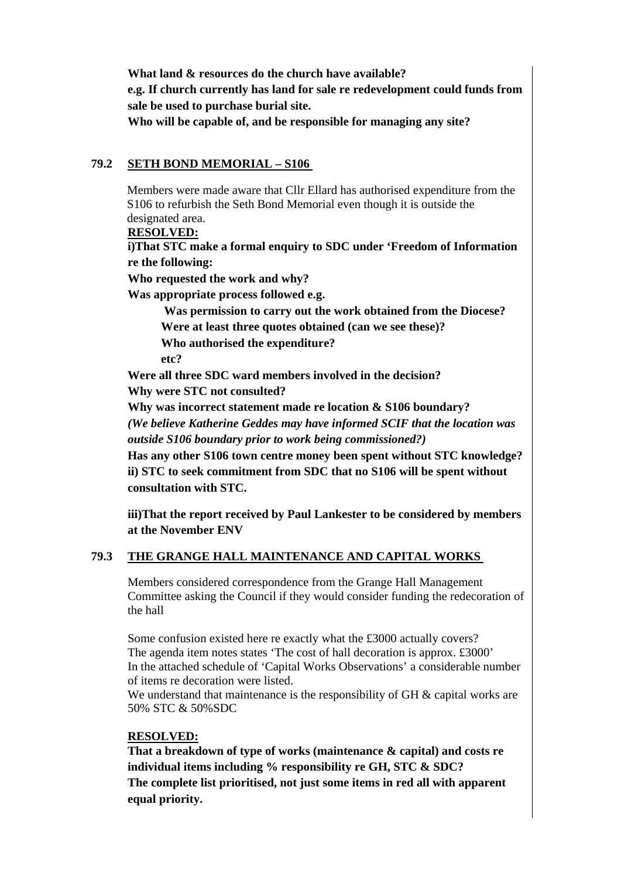**What land & resources do the church have available?**
**e.g. If church currently has land for sale re redevelopment could funds from sale be used to purchase burial site.**
**Who will be capable of, and be responsible for managing any site?**

## 79.2 SETH BOND MEMORIAL – S106

Members were made aware that Cllr Ellard has authorised expenditure from the S106 to refurbish the Seth Bond Memorial even though it is outside the designated area.

**RESOLVED:**

**i)That STC make a formal enquiry to SDC under 'Freedom of Information re the following:**

**Who requested the work and why?**

**Was appropriate process followed e.g.**

> **Was permission to carry out the work obtained from the Diocese?**
> **Were at least three quotes obtained (can we see these)?**
> **Who authorised the expenditure?**
> **etc?**

**Were all three SDC ward members involved in the decision?**

**Why were STC not consulted?**

**Why was incorrect statement made re location & S106 boundary?**

***(We believe Katherine Geddes may have informed SCIF that the location was outside S106 boundary prior to work being commissioned?)***

**Has any other S106 town centre money been spent without STC knowledge?**

**ii) STC to seek commitment from SDC that no S106 will be spent without consultation with STC.**

**iii)That the report received by Paul Lankester to be considered by members at the November ENV**

## 79.3 THE GRANGE HALL MAINTENANCE AND CAPITAL WORKS

Members considered correspondence from the Grange Hall Management Committee asking the Council if they would consider funding the redecoration of the hall

Some confusion existed here re exactly what the £3000 actually covers?
The agenda item notes states 'The cost of hall decoration is approx. £3000'
In the attached schedule of 'Capital Works Observations' a considerable number of items re decoration were listed.
We understand that maintenance is the responsibility of GH & capital works are 50% STC & 50%SDC

**RESOLVED:**

**That a breakdown of type of works (maintenance & capital) and costs re individual items including % responsibility re GH, STC & SDC?**
**The complete list prioritised, not just some items in red all with apparent equal priority.**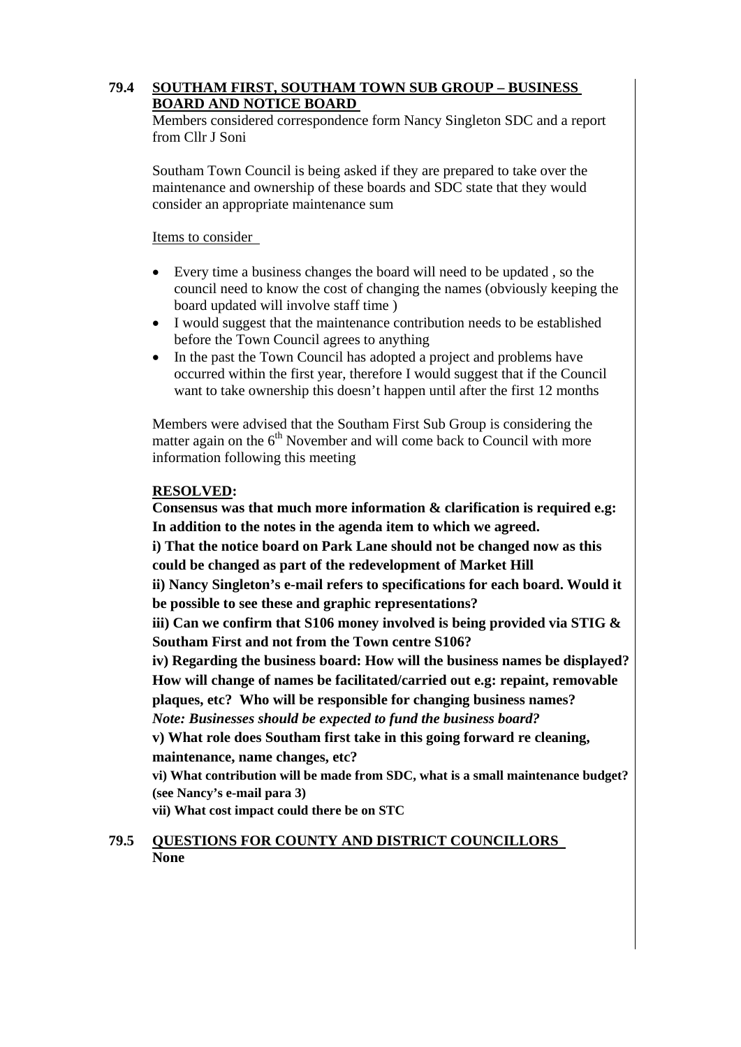## 79.4 SOUTHAM FIRST, SOUTHAM TOWN SUB GROUP – BUSINESS BOARD AND NOTICE BOARD

Members considered correspondence form Nancy Singleton SDC and a report from Cllr J Soni

Southam Town Council is being asked if they are prepared to take over the maintenance and ownership of these boards and SDC state that they would consider an appropriate maintenance sum

Items to consider

- Every time a business changes the board will need to be updated , so the council need to know the cost of changing the names (obviously keeping the board updated will involve staff time )
- I would suggest that the maintenance contribution needs to be established before the Town Council agrees to anything
- In the past the Town Council has adopted a project and problems have occurred within the first year, therefore I would suggest that if the Council want to take ownership this doesn't happen until after the first 12 months

Members were advised that the Southam First Sub Group is considering the matter again on the 6th November and will come back to Council with more information following this meeting

**RESOLVED:**

**Consensus was that much more information & clarification is required e.g: In addition to the notes in the agenda item to which we agreed.**

**i) That the notice board on Park Lane should not be changed now as this could be changed as part of the redevelopment of Market Hill**

**ii) Nancy Singleton's e-mail refers to specifications for each board. Would it be possible to see these and graphic representations?**

**iii) Can we confirm that S106 money involved is being provided via STIG & Southam First and not from the Town centre S106?**

**iv) Regarding the business board: How will the business names be displayed? How will change of names be facilitated/carried out e.g: repaint, removable plaques, etc? Who will be responsible for changing business names?**

***Note: Businesses should be expected to fund the business board?***

**v) What role does Southam first take in this going forward re cleaning, maintenance, name changes, etc?**

**vi) What contribution will be made from SDC, what is a small maintenance budget? (see Nancy's e-mail para 3)**

**vii) What cost impact could there be on STC**

## 79.5 QUESTIONS FOR COUNTY AND DISTRICT COUNCILLORS

**None**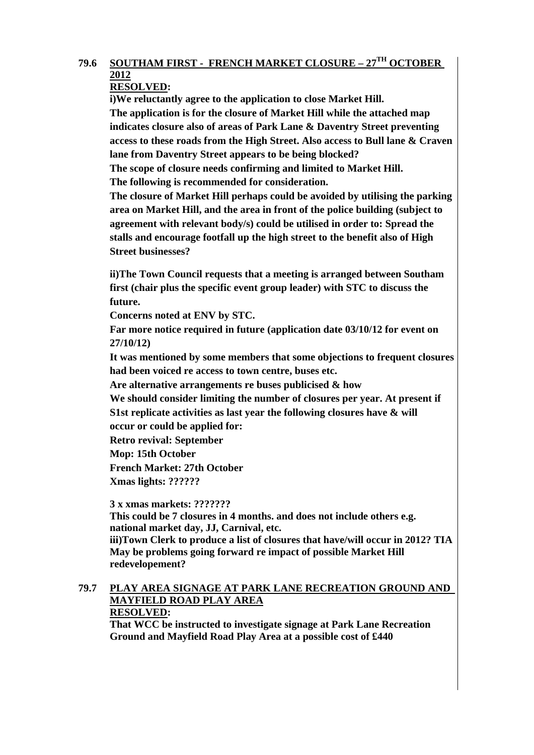**79.6 <u>SOUTHAM FIRST - FRENCH MARKET CLOSURE – 27TH OCTOBER 2012</u>**

**<u>RESOLVED</u>:**

**i)We reluctantly agree to the application to close Market Hill.**

**The application is for the closure of Market Hill while the attached map indicates closure also of areas of Park Lane & Daventry Street preventing access to these roads from the High Street. Also access to Bull lane & Craven lane from Daventry Street appears to be being blocked?**

**The scope of closure needs confirming and limited to Market Hill.**

**The following is recommended for consideration.**

**The closure of Market Hill perhaps could be avoided by utilising the parking area on Market Hill, and the area in front of the police building (subject to agreement with relevant body/s) could be utilised in order to: Spread the stalls and encourage footfall up the high street to the benefit also of High Street businesses?**

**ii)The Town Council requests that a meeting is arranged between Southam first (chair plus the specific event group leader) with STC to discuss the future.**

**Concerns noted at ENV by STC.**

**Far more notice required in future (application date 03/10/12 for event on 27/10/12)**

**It was mentioned by some members that some objections to frequent closures had been voiced re access to town centre, buses etc.**

**Are alternative arrangements re buses publicised & how**

**We should consider limiting the number of closures per year. At present if S1st replicate activities as last year the following closures have & will occur or could be applied for:**

**Retro revival: September**

**Mop: 15th October**

**French Market: 27th October**

**Xmas lights: ??????**

**3 x xmas markets: ???????**

**This could be 7 closures in 4 months. and does not include others e.g. national market day, JJ, Carnival, etc.**

**iii)Town Clerk to produce a list of closures that have/will occur in 2012? TIA May be problems going forward re impact of possible Market Hill redevelopement?**

**79.7 <u>PLAY AREA SIGNAGE AT PARK LANE RECREATION GROUND AND MAYFIELD ROAD PLAY AREA</u>**

**<u>RESOLVED</u>:**

**That WCC be instructed to investigate signage at Park Lane Recreation Ground and Mayfield Road Play Area at a possible cost of £440**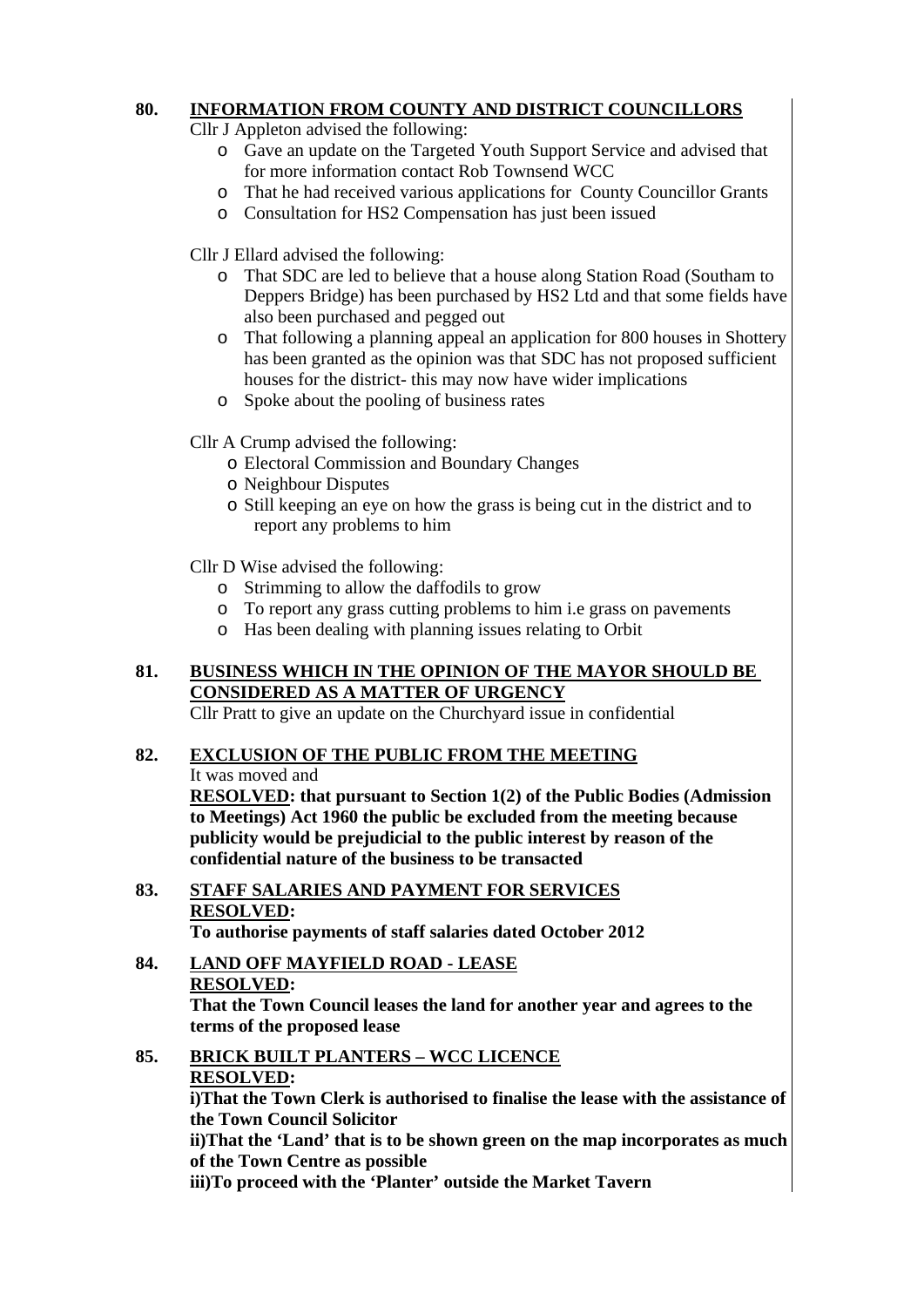**80. INFORMATION FROM COUNTY AND DISTRICT COUNCILLORS**

Cllr J Appleton advised the following:

- Gave an update on the Targeted Youth Support Service and advised that for more information contact Rob Townsend WCC
- That he had received various applications for County Councillor Grants
- Consultation for HS2 Compensation has just been issued

Cllr J Ellard advised the following:

- That SDC are led to believe that a house along Station Road (Southam to Deppers Bridge) has been purchased by HS2 Ltd and that some fields have also been purchased and pegged out
- That following a planning appeal an application for 800 houses in Shottery has been granted as the opinion was that SDC has not proposed sufficient houses for the district- this may now have wider implications
- Spoke about the pooling of business rates

Cllr A Crump advised the following:

- Electoral Commission and Boundary Changes
- Neighbour Disputes
- Still keeping an eye on how the grass is being cut in the district and to report any problems to him

Cllr D Wise advised the following:

- Strimming to allow the daffodils to grow
- To report any grass cutting problems to him i.e grass on pavements
- Has been dealing with planning issues relating to Orbit

**81. BUSINESS WHICH IN THE OPINION OF THE MAYOR SHOULD BE CONSIDERED AS A MATTER OF URGENCY**

Cllr Pratt to give an update on the Churchyard issue in confidential

**82. EXCLUSION OF THE PUBLIC FROM THE MEETING**

It was moved and

**RESOLVED: that pursuant to Section 1(2) of the Public Bodies (Admission to Meetings) Act 1960 the public be excluded from the meeting because publicity would be prejudicial to the public interest by reason of the confidential nature of the business to be transacted**

**83. STAFF SALARIES AND PAYMENT FOR SERVICES**

**RESOLVED:**

**To authorise payments of staff salaries dated October 2012**

**84. LAND OFF MAYFIELD ROAD - LEASE**

**RESOLVED:**

**That the Town Council leases the land for another year and agrees to the terms of the proposed lease**

**85. BRICK BUILT PLANTERS – WCC LICENCE**

**RESOLVED:**

**i)That the Town Clerk is authorised to finalise the lease with the assistance of the Town Council Solicitor**

**ii)That the 'Land' that is to be shown green on the map incorporates as much of the Town Centre as possible**

**iii)To proceed with the 'Planter' outside the Market Tavern**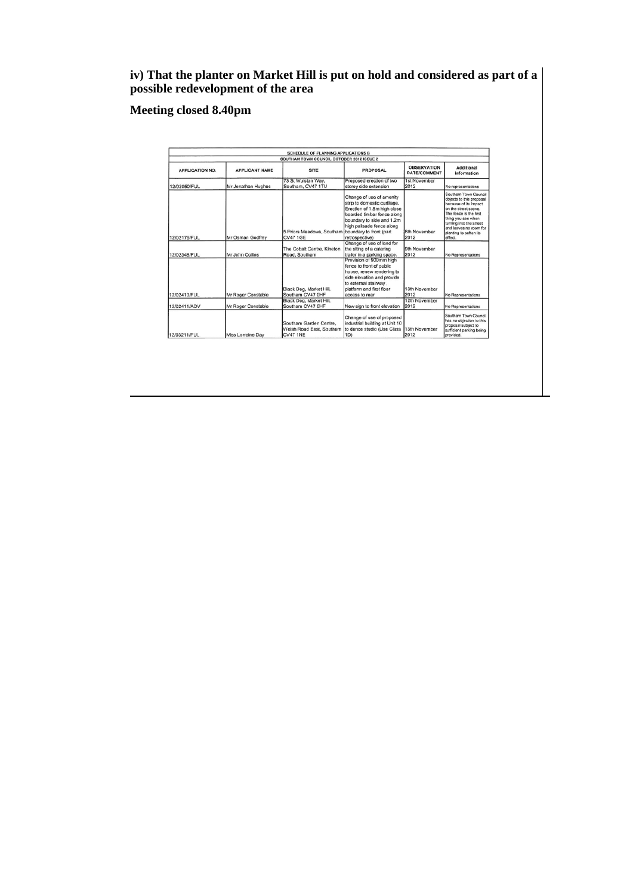**iv) That the planter on Market Hill is put on hold and considered as part of a possible redevelopment of the area**

**Meeting closed 8.40pm**

SCHEDULE OF PLANNING APPLICATIONS B
SOUTHAM TOWN COUNCIL OCTOBER 2012 ISSUE 2

| APPLICATION NO. | APPLICANT NAME | SITE | PROPOSAL | OBSERVATION DATE/COMMENT | Additional Information |
|---|---|---|---|---|---|
| 12/02050/FUL | Mr Jonathan Hughes | 73 St Wulstan Way, Southam, CV47 1TU | Proposed erection of two storey side extension | 1st November 2012 | No representations |
| 12/02175/FUL | Mr Osman Godfrey | 5 Priors Meadows, Southam CV47 1GE | Change of use of amenity strip to domestic curtilage. Erection of 1.8m high close boarded timber fence along boundary to side and 1.2m high palisade fence along boundary to front (part retrospective) | 8th November 2012 | Southam Town Council objects to this proposal because of its impact on the street scene. The fence is the first thing you see when turning into the street and leaves no room for planting to soften its effect. |
| 12/02348/FUL | Mr John Collins | The Cobalt Centre, Kineton Road, Southam | Change of use of land for the siting of a catering trailer in a parking space. | 9th November 2012 | No Representations |
| 12/02410/FUL | Mr Roger Constable | Black Dog, Market Hill, Southam CV47 0HF | Provision of 900mm high fence to front of public house, renew rendering to side elevation and provide to external stairway, platform and first floor access to rear | 13th November 2012 | No Representations |
| 12/02411/ADV | Mr Roger Constable | Black Dog, Market Hill, Southam CV47 0HF | New sign to front elevation | 12th November 2012 | No Representations |
| 12/03211/FUL | Miss Lorraine Day | Southam Garden Centre, Welsh Road East, Southam CV47 1NE | Change of use of proposed industrial building at Unit 10 to dance studio (Use Class 1D) | 13th November 2012 | Southam Town Council has no objection to this proposal subject to sufficient parking being provided. |